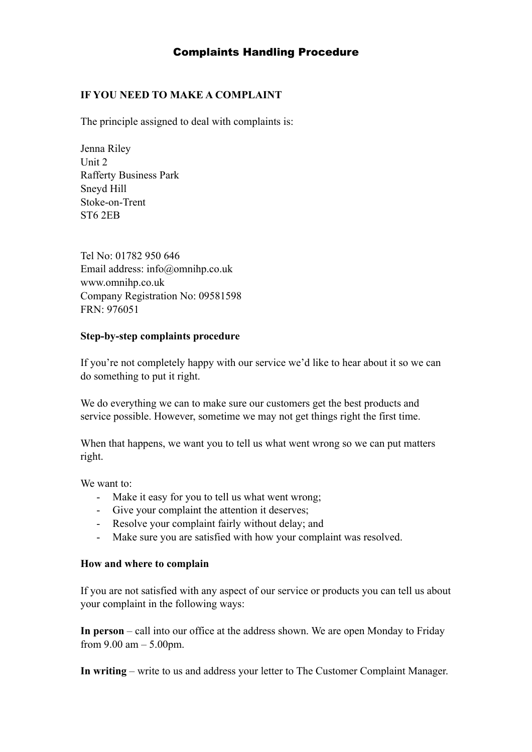# Complaints Handling Procedure

**IF YOU NEED TO MAKE A COMPLAINT**

The principle assigned to deal with complaints is:

Jenna Riley
Unit 2
Rafferty Business Park
Sneyd Hill
Stoke-on-Trent
ST6 2EB

Tel No: 01782 950 646
Email address: info@omnihp.co.uk
www.omnihp.co.uk
Company Registration No: 09581598
FRN: 976051

**Step-by-step complaints procedure**

If you're not completely happy with our service we'd like to hear about it so we can do something to put it right.

We do everything we can to make sure our customers get the best products and service possible. However, sometime we may not get things right the first time.

When that happens, we want you to tell us what went wrong so we can put matters right.

We want to:

- Make it easy for you to tell us what went wrong;
- Give your complaint the attention it deserves;
- Resolve your complaint fairly without delay; and
- Make sure you are satisfied with how your complaint was resolved.

**How and where to complain**

If you are not satisfied with any aspect of our service or products you can tell us about your complaint in the following ways:

**In person** – call into our office at the address shown. We are open Monday to Friday from 9.00 am – 5.00pm.

**In writing** – write to us and address your letter to The Customer Complaint Manager.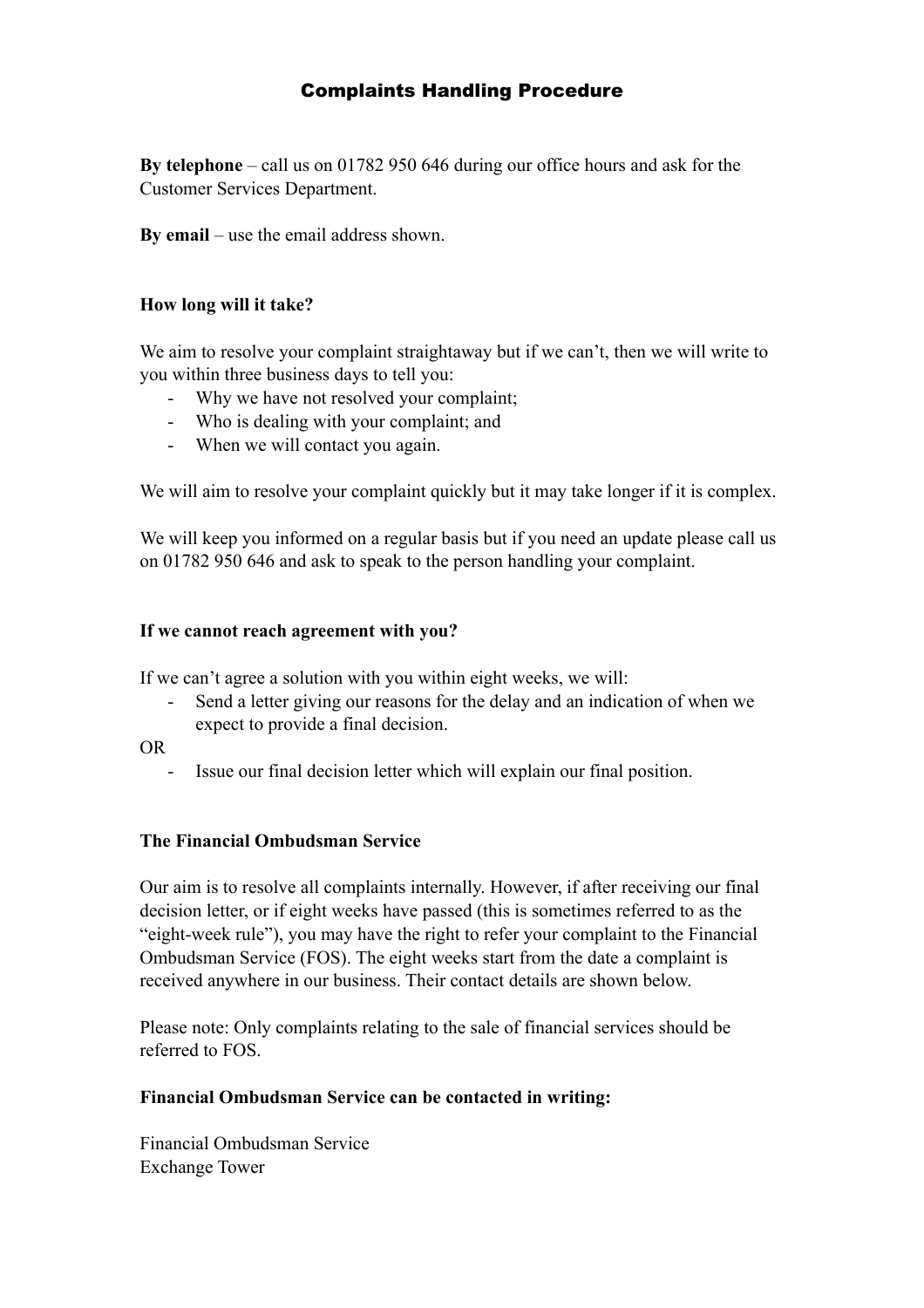## Complaints Handling Procedure

**By telephone** – call us on 01782 950 646 during our office hours and ask for the Customer Services Department.

**By email** – use the email address shown.

**How long will it take?**

We aim to resolve your complaint straightaway but if we can't, then we will write to you within three business days to tell you:

- Why we have not resolved your complaint;
- Who is dealing with your complaint; and
- When we will contact you again.

We will aim to resolve your complaint quickly but it may take longer if it is complex.

We will keep you informed on a regular basis but if you need an update please call us on 01782 950 646 and ask to speak to the person handling your complaint.

**If we cannot reach agreement with you?**

If we can't agree a solution with you within eight weeks, we will:

- Send a letter giving our reasons for the delay and an indication of when we expect to provide a final decision.

OR

- Issue our final decision letter which will explain our final position.

**The Financial Ombudsman Service**

Our aim is to resolve all complaints internally. However, if after receiving our final decision letter, or if eight weeks have passed (this is sometimes referred to as the "eight-week rule"), you may have the right to refer your complaint to the Financial Ombudsman Service (FOS). The eight weeks start from the date a complaint is received anywhere in our business. Their contact details are shown below.

Please note: Only complaints relating to the sale of financial services should be referred to FOS.

**Financial Ombudsman Service can be contacted in writing:**

Financial Ombudsman Service
Exchange Tower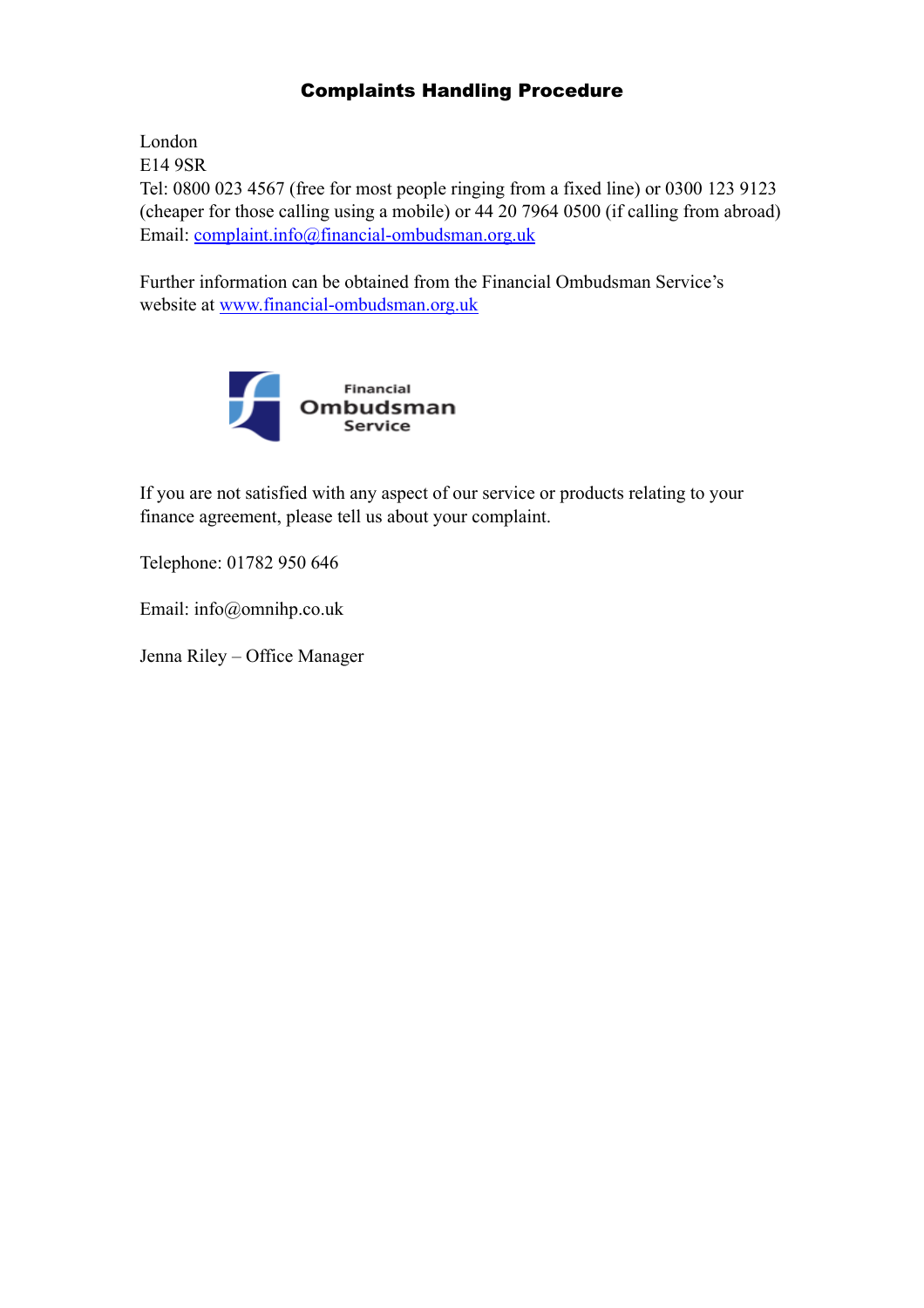**Complaints Handling Procedure**

London
E14 9SR
Tel: 0800 023 4567 (free for most people ringing from a fixed line) or 0300 123 9123 (cheaper for those calling using a mobile) or 44 20 7964 0500 (if calling from abroad)
Email: complaint.info@financial-ombudsman.org.uk

Further information can be obtained from the Financial Ombudsman Service's website at www.financial-ombudsman.org.uk

Financial
Ombudsman
Service

If you are not satisfied with any aspect of our service or products relating to your finance agreement, please tell us about your complaint.

Telephone: 01782 950 646

Email: info@omnihp.co.uk

Jenna Riley – Office Manager